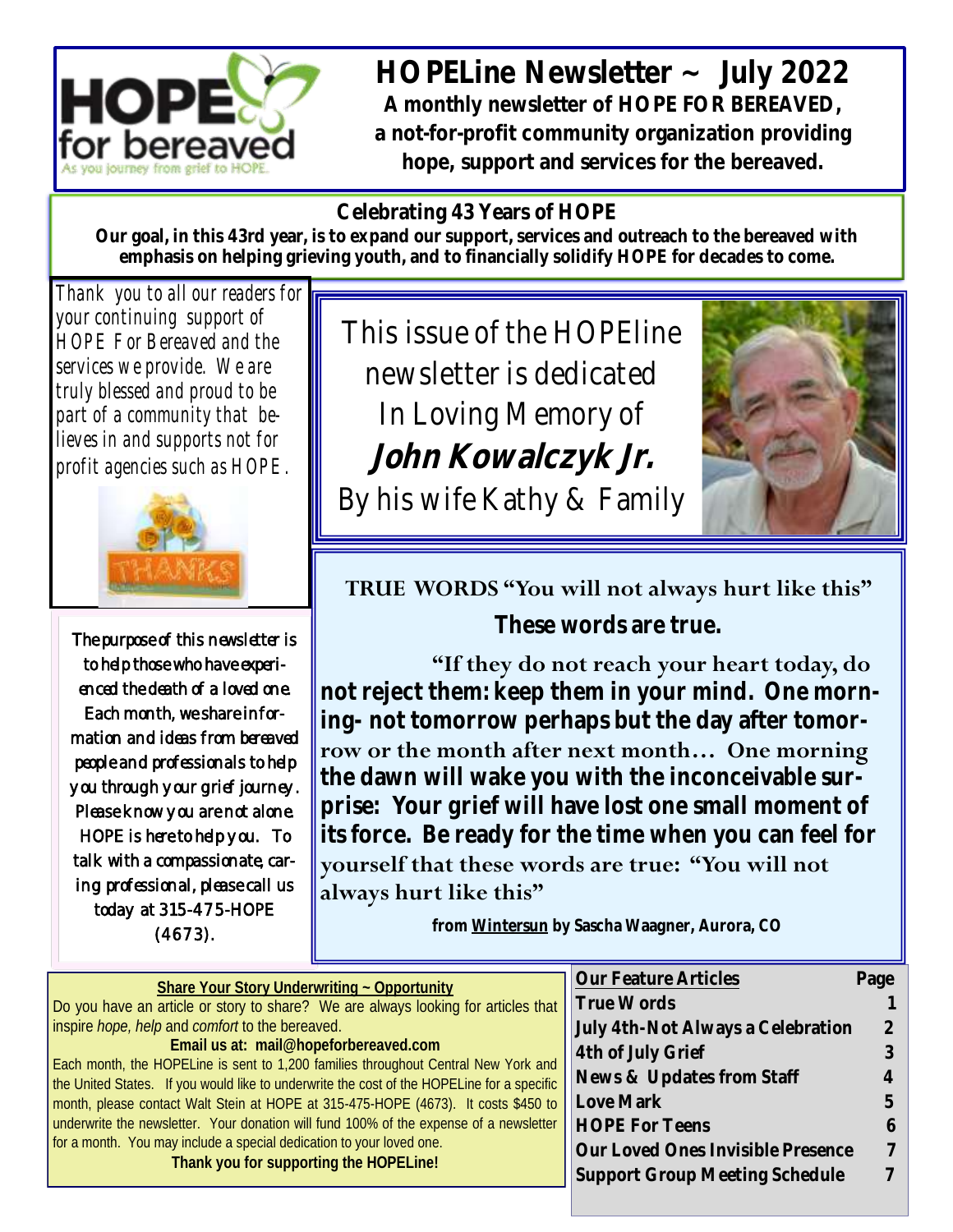# HOPELine Newsletter ~ July 2022

**A monthly newsletter of HOPE FOR BEREAVED, a not-for-profit community organization providing hope, support and services for the bereaved.**

**Celebrating 43 Years of HOPE**

**Our goal, in this 43rd year, is to expand our support, services and outreach to the bereaved with emphasis on helping grieving youth, and to financially solidify HOPE for decades to come.**

*Thank you to all our readers for your continuing support of HOPE For Bereaved and the services we provide. We are truly blessed and proud to be part of a community that believes in and supports not for profit agencies such as HOPE.*

The purpose of this newsletter is to help those who have experienced the death of a loved one. Each month, we share information and ideas from bereaved people and professionals to help you through your grief journey. Please know you are not alone. HOPE is here to help you. To talk with a compassionate, caring professional, please call us today at 315-475-HOPE (4673).

This issue of the HOPEline newsletter is dedicated In Loving Memory of **John Kowalczyk Jr.** By his wife Kathy & Family

## TRUE WORDS "You will not always hurt like this"

**These words are true.**

"If they do not reach your heart today, do not reject them: keep them in your mind. One morning- not tomorrow perhaps but the day after tomorrow or the month after next month… One morning the dawn will wake you with the inconceivable surprise: Your grief will have lost one small moment of its force. Be ready for the time when you can feel for yourself that these words are true: "You will not always hurt like this"

**from Wintersun by Sascha Waagner, Aurora, CO**

**Share Your Story Underwriting ~ Opportunity**

Do you have an article or story to share? We are always looking for articles that inspire *hope, help* and *comfort* to the bereaved.

**Email us at: mail@hopeforbereaved.com**

Each month, the HOPELine is sent to 1,200 families throughout Central New York and the United States. If you would like to underwrite the cost of the HOPELine for a specific month, please contact Walt Stein at HOPE at 315-475-HOPE (4673). It costs $450 to underwrite the newsletter. Your donation will fund 100% of the expense of a newsletter for a month. You may include a special dedication to your loved one.

**Thank you for supporting the HOPELine!**

| Our Feature Articles | Page |
|---|---|
| True Words | 1 |
| July 4th-Not Always a Celebration | 2 |
| 4th of July Grief | 3 |
| News & Updates from Staff | 4 |
| Love Mark | 5 |
| HOPE For Teens | 6 |
| Our Loved Ones Invisible Presence | 7 |
| Support Group Meeting Schedule | 7 |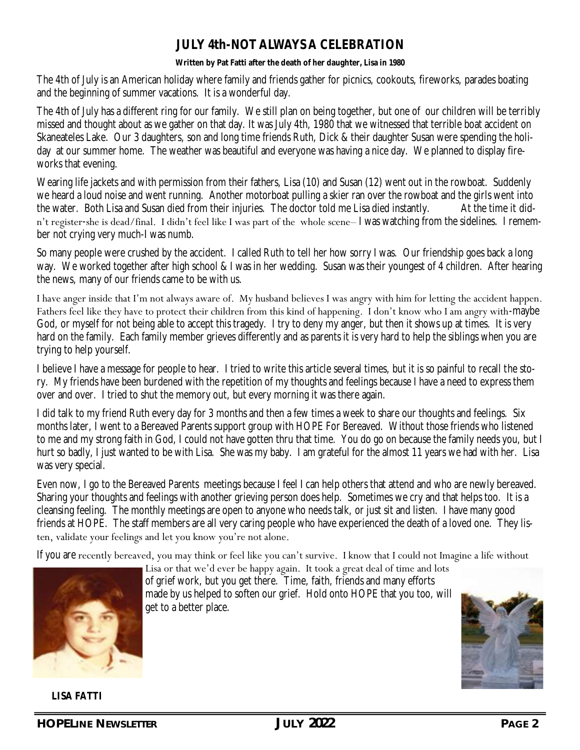# JULY 4th-NOT ALWAYS A CELEBRATION

**Written by Pat Fatti after the death of her daughter, Lisa in 1980**

The 4th of July is an American holiday where family and friends gather for picnics, cookouts, fireworks, parades boating and the beginning of summer vacations. It is a wonderful day.

The 4th of July has a different ring for our family. We still plan on being together, but one of our children will be terribly missed and thought about as we gather on that day. It was July 4th, 1980 that we witnessed that terrible boat accident on Skaneateles Lake. Our 3 daughters, son and long time friends Ruth, Dick & their daughter Susan were spending the holiday at our summer home. The weather was beautiful and everyone was having a nice day. We planned to display fireworks that evening.

Wearing life jackets and with permission from their fathers, Lisa (10) and Susan (12) went out in the rowboat. Suddenly we heard a loud noise and went running. Another motorboat pulling a skier ran over the rowboat and the girls went into the water. Both Lisa and Susan died from their injuries. The doctor told me Lisa died instantly. At the time it didn't register-she is dead/final. I didn't feel like I was part of the whole scene– I was watching from the sidelines. I remember not crying very much-I was numb.

So many people were crushed by the accident. I called Ruth to tell her how sorry I was. Our friendship goes back a long way. We worked together after high school & I was in her wedding. Susan was their youngest of 4 children. After hearing the news, many of our friends came to be with us.

I have anger inside that I'm not always aware of. My husband believes I was angry with him for letting the accident happen. Fathers feel like they have to protect their children from this kind of happening. I don't know who I am angry with-maybe God, or myself for not being able to accept this tragedy. I try to deny my anger, but then it shows up at times. It is very hard on the family. Each family member grieves differently and as parents it is very hard to help the siblings when you are trying to help yourself.

I believe I have a message for people to hear. I tried to write this article several times, but it is so painful to recall the story. My friends have been burdened with the repetition of my thoughts and feelings because I have a need to express them over and over. I tried to shut the memory out, but every morning it was there again.

I did talk to my friend Ruth every day for 3 months and then a few times a week to share our thoughts and feelings. Six months later, I went to a Bereaved Parents support group with HOPE For Bereaved. Without those friends who listened to me and my strong faith in God, I could not have gotten thru that time. You do go on because the family needs you, but I hurt so badly, I just wanted to be with Lisa. She was my baby. I am grateful for the almost 11 years we had with her. Lisa was very special.

Even now, I go to the Bereaved Parents meetings because I feel I can help others that attend and who are newly bereaved. Sharing your thoughts and feelings with another grieving person does help. Sometimes we cry and that helps too. It is a cleansing feeling. The monthly meetings are open to anyone who needs talk, or just sit and listen. I have many good friends at HOPE. The staff members are all very caring people who have experienced the death of a loved one. They listen, validate your feelings and let you know you're not alone.

If you are recently bereaved, you may think or feel like you can't survive. I know that I could not Imagine a life without Lisa or that we'd ever be happy again. It took a great deal of time and lots of grief work, but you get there. Time, faith, friends and many efforts made by us helped to soften our grief. Hold onto HOPE that you too, will get to a better place.

**LISA FATTI**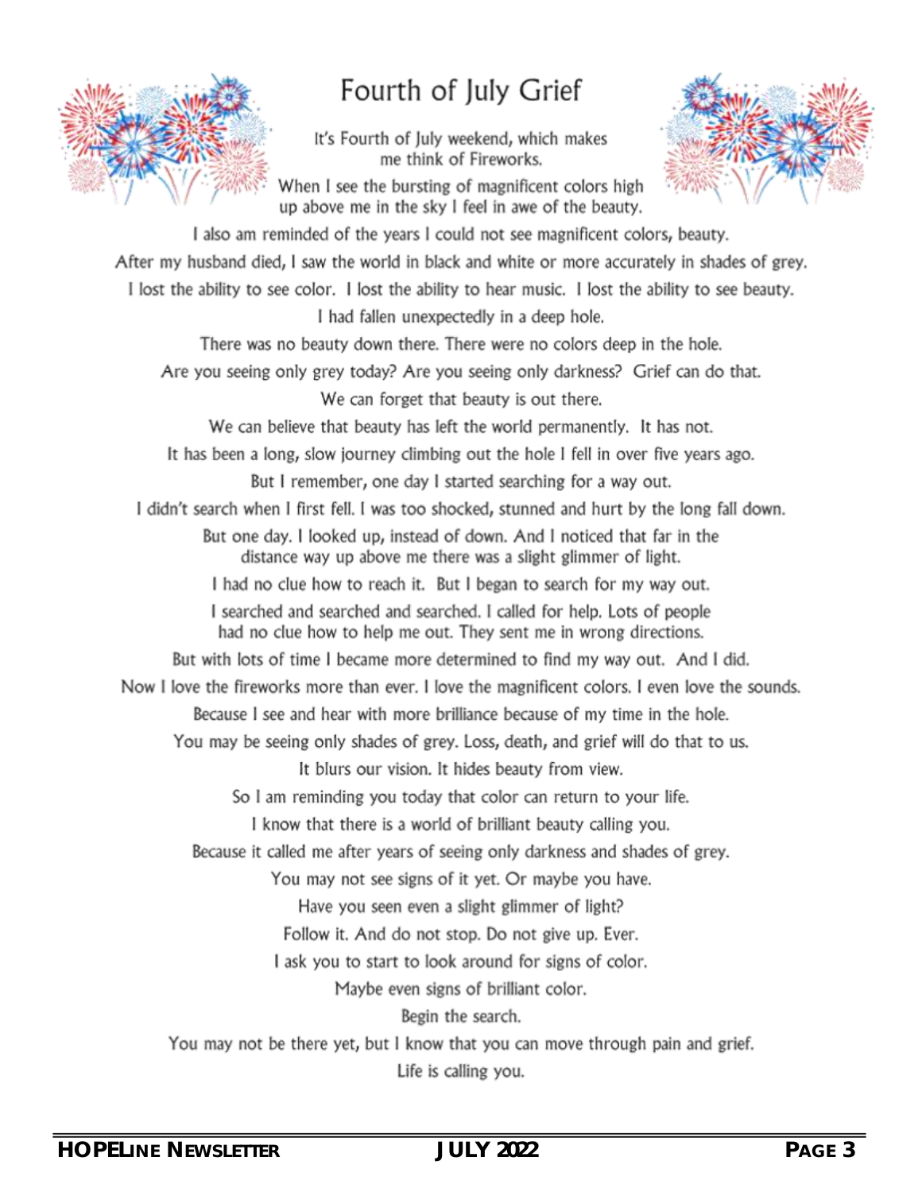# Fourth of July Grief

It's Fourth of July weekend, which makes me think of Fireworks.

When I see the bursting of magnificent colors high up above me in the sky I feel in awe of the beauty.

I also am reminded of the years I could not see magnificent colors, beauty.

After my husband died, I saw the world in black and white or more accurately in shades of grey.

I lost the ability to see color. I lost the ability to hear music. I lost the ability to see beauty.

I had fallen unexpectedly in a deep hole.

There was no beauty down there. There were no colors deep in the hole.

Are you seeing only grey today? Are you seeing only darkness? Grief can do that.

We can forget that beauty is out there.

We can believe that beauty has left the world permanently. It has not.

It has been a long, slow journey climbing out the hole I fell in over five years ago.

But I remember, one day I started searching for a way out.

I didn't search when I first fell. I was too shocked, stunned and hurt by the long fall down.

But one day. I looked up, instead of down. And I noticed that far in the distance way up above me there was a slight glimmer of light.

I had no clue how to reach it. But I began to search for my way out.

I searched and searched and searched. I called for help. Lots of people had no clue how to help me out. They sent me in wrong directions.

But with lots of time I became more determined to find my way out. And I did.

Now I love the fireworks more than ever. I love the magnificent colors. I even love the sounds.

Because I see and hear with more brilliance because of my time in the hole.

You may be seeing only shades of grey. Loss, death, and grief will do that to us.

It blurs our vision. It hides beauty from view.

So I am reminding you today that color can return to your life.

I know that there is a world of brilliant beauty calling you.

Because it called me after years of seeing only darkness and shades of grey.

You may not see signs of it yet. Or maybe you have.

Have you seen even a slight glimmer of light?

Follow it. And do not stop. Do not give up. Ever.

I ask you to start to look around for signs of color.

Maybe even signs of brilliant color.

Begin the search.

You may not be there yet, but I know that you can move through pain and grief.

Life is calling you.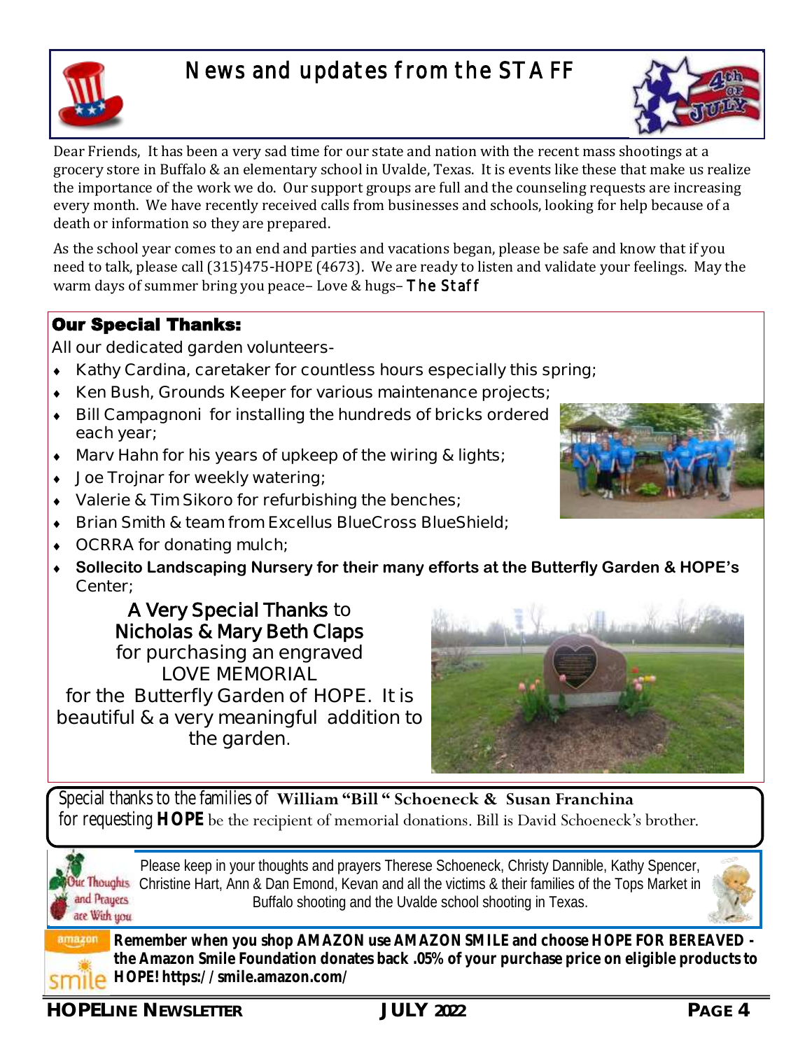# News and updates from the STAFF

Dear Friends, It has been a very sad time for our state and nation with the recent mass shootings at a grocery store in Buffalo & an elementary school in Uvalde, Texas. It is events like these that make us realize the importance of the work we do. Our support groups are full and the counseling requests are increasing every month. We have recently received calls from businesses and schools, looking for help because of a death or information so they are prepared.

As the school year comes to an end and parties and vacations began, please be safe and know that if you need to talk, please call (315)475-HOPE (4673). We are ready to listen and validate your feelings. May the warm days of summer bring you peace– Love & hugs– The Staff

## Our Special Thanks:

All our dedicated garden volunteers-

- Kathy Cardina, caretaker for countless hours especially this spring;
- Ken Bush, Grounds Keeper for various maintenance projects;
- Bill Campagnoni for installing the hundreds of bricks ordered each year;
- Marv Hahn for his years of upkeep of the wiring & lights;
- Joe Trojnar for weekly watering;
- Valerie & Tim Sikoro for refurbishing the benches;
- Brian Smith & team from Excellus BlueCross BlueShield;
- OCRRA for donating mulch;
- **Sollecito Landscaping Nursery for their many efforts at the Butterfly Garden & HOPE's** Center;

A Very Special Thanks to Nicholas & Mary Beth Claps for purchasing an engraved LOVE MEMORIAL for the Butterfly Garden of HOPE. It is beautiful & a very meaningful addition to the garden.

Special thanks to the families of **William "Bill " Schoeneck & Susan Franchina** for requesting **HOPE** be the recipient of memorial donations. Bill is David Schoeneck's brother.

Our Thoughts and Prayers are With you

Please keep in your thoughts and prayers Therese Schoeneck, Christy Dannible, Kathy Spencer, Christine Hart, Ann & Dan Emond, Kevan and all the victims & their families of the Tops Market in Buffalo shooting and the Uvalde school shooting in Texas.

**Remember when you shop AMAZON use AMAZON SMILE and choose HOPE FOR BEREAVED - the Amazon Smile Foundation donates back .05% of your purchase price on eligible products to HOPE! https://smile.amazon.com/**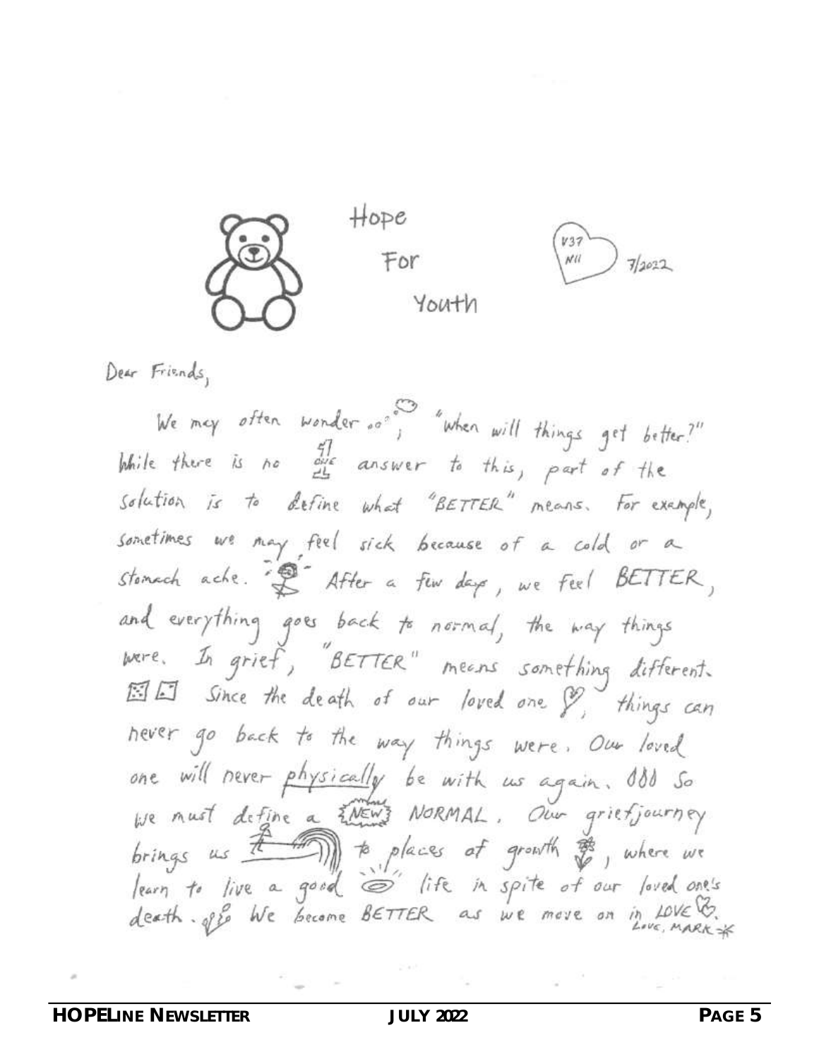# Hope For Youth

V37 N11 7/2022

Dear Friends,

We may often wonder, "When will things get better?" While there is no ONE answer to this, part of the solution is to define what "BETTER" means. For example, sometimes we may feel sick because of a cold or a stomach ache. After a few days, we feel BETTER, and everything goes back to normal, the way things were. In grief, "BETTER" means something different. Since the death of our loved one, things can never go back to the way things were. Our loved one will never *physically* be with us again. So we must define a NEW NORMAL. Our grief journey brings us to places of growth, where we learn to live a good life in spite of our loved one's death. We become BETTER as we move on in LOVE.

Love, MARK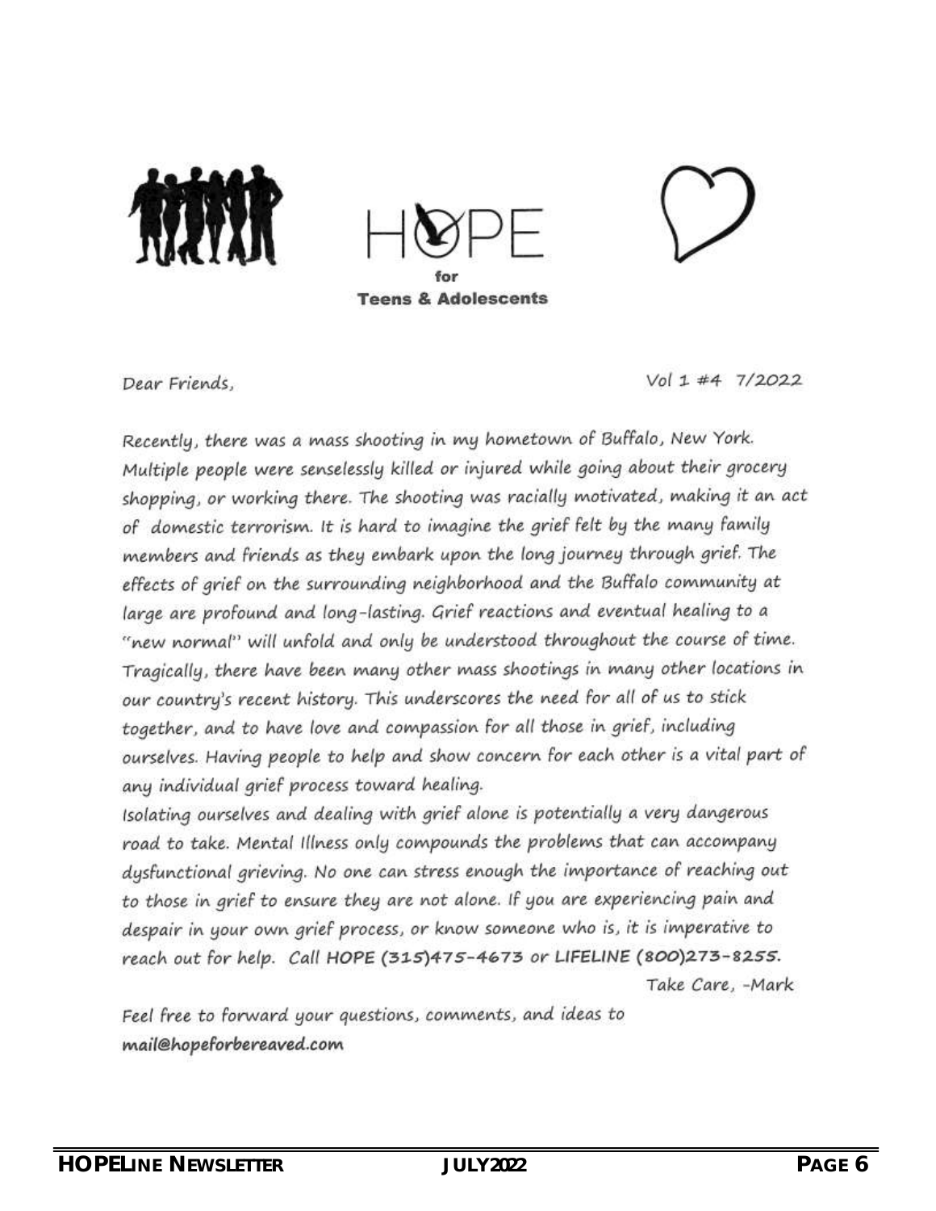# HOPE for Teens & Adolescents

Dear Friends,

Vol 1 #4 7/2022

Recently, there was a mass shooting in my hometown of Buffalo, New York. Multiple people were senselessly killed or injured while going about their grocery shopping, or working there. The shooting was racially motivated, making it an act of domestic terrorism. It is hard to imagine the grief felt by the many family members and friends as they embark upon the long journey through grief. The effects of grief on the surrounding neighborhood and the Buffalo community at large are profound and long-lasting. Grief reactions and eventual healing to a "new normal" will unfold and only be understood throughout the course of time. Tragically, there have been many other mass shootings in many other locations in our country's recent history. This underscores the need for all of us to stick together, and to have love and compassion for all those in grief, including ourselves. Having people to help and show concern for each other is a vital part of any individual grief process toward healing.

Isolating ourselves and dealing with grief alone is potentially a very dangerous road to take. Mental Illness only compounds the problems that can accompany dysfunctional grieving. No one can stress enough the importance of reaching out to those in grief to ensure they are not alone. If you are experiencing pain and despair in your own grief process, or know someone who is, it is imperative to reach out for help. Call **HOPE (315)475-4673** or **LIFELINE (800)273-8255.**

Take Care, -Mark

Feel free to forward your questions, comments, and ideas to **mail@hopeforbereaved.com**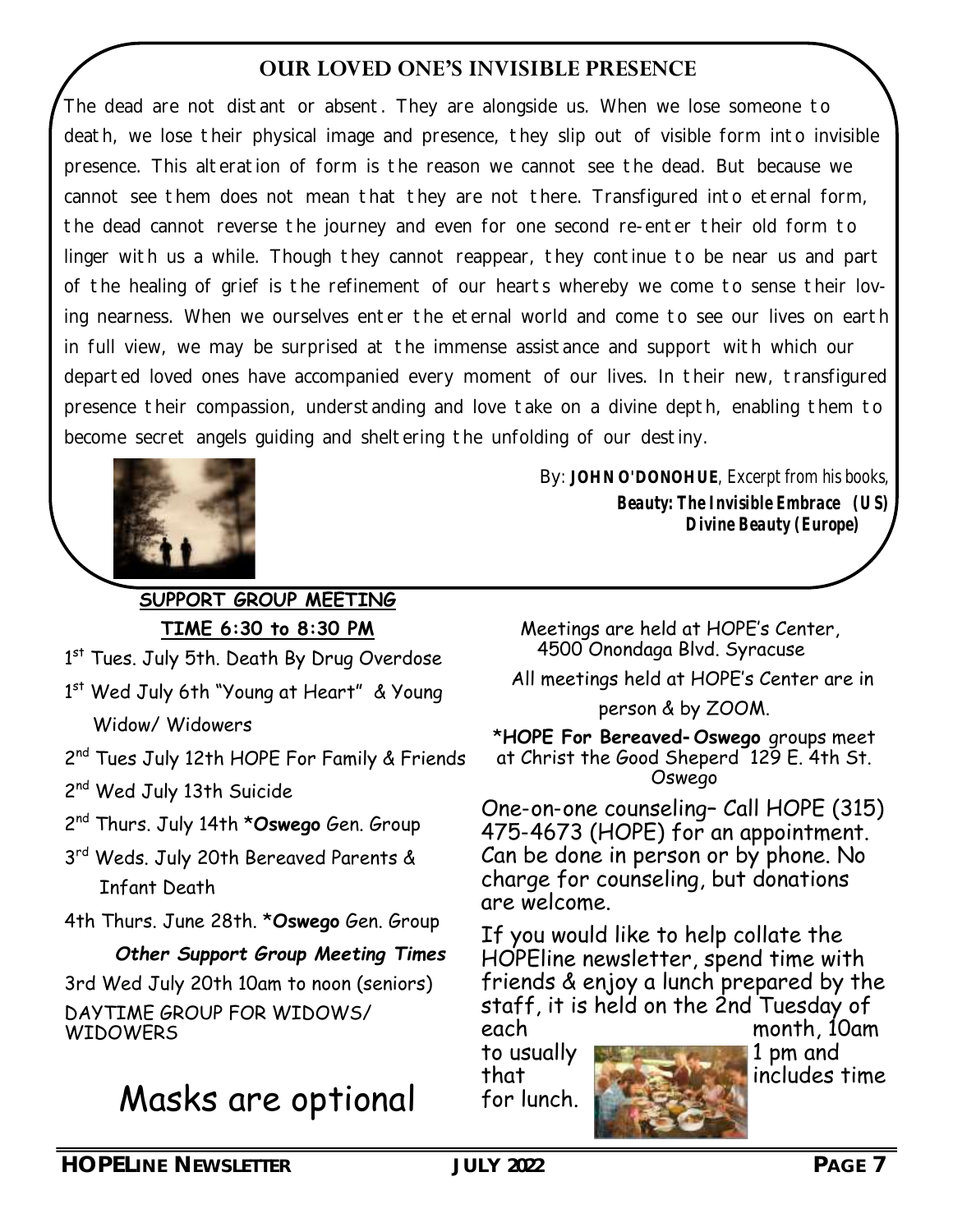## OUR LOVED ONE'S INVISIBLE PRESENCE

The dead are not distant or absent. They are alongside us. When we lose someone to death, we lose their physical image and presence, they slip out of visible form into invisible presence. This alteration of form is the reason we cannot see the dead. But because we cannot see them does not mean that they are not there. Transfigured into eternal form, the dead cannot reverse the journey and even for one second re-enter their old form to linger with us a while. Though they cannot reappear, they continue to be near us and part of the healing of grief is the refinement of our hearts whereby we come to sense their loving nearness. When we ourselves enter the eternal world and come to see our lives on earth in full view, we may be surprised at the immense assistance and support with which our departed loved ones have accompanied every moment of our lives. In their new, transfigured presence their compassion, understanding and love take on a divine depth, enabling them to become secret angels guiding and sheltering the unfolding of our destiny.

By: **JOHN O'DONOHUE**, *Excerpt from his books,*
***Beauty: The Invisible Embrace (US)***
***Divine Beauty (Europe)***

**SUPPORT GROUP MEETING**

**TIME 6:30 to 8:30 PM**

- 1st Tues. July 5th. Death By Drug Overdose
- 1st Wed July 6th "Young at Heart" & Young Widow/ Widowers
- 2nd Tues July 12th HOPE For Family & Friends
- 2nd Wed July 13th Suicide
- 2nd Thurs. July 14th ***Oswego** Gen. Group
- 3rd Weds. July 20th Bereaved Parents & Infant Death
- 4th Thurs. June 28th. ***Oswego** Gen. Group

***Other Support Group Meeting Times***

3rd Wed July 20th 10am to noon (seniors)
DAYTIME GROUP FOR WIDOWS/ WIDOWERS

# Masks are optional

Meetings are held at HOPE's Center, 4500 Onondaga Blvd. Syracuse

All meetings held at HOPE's Center are in person & by ZOOM.

***HOPE For Bereaved- Oswego** groups meet at Christ the Good Sheperd 129 E. 4th St. Oswego

One-on-one counseling– Call HOPE (315) 475-4673 (HOPE) for an appointment. Can be done in person or by phone. No charge for counseling, but donations are welcome.

If you would like to help collate the HOPEline newsletter, spend time with friends & enjoy a lunch prepared by the staff, it is held on the 2nd Tuesday of each month, 10am to usually 1 pm and that includes time for lunch.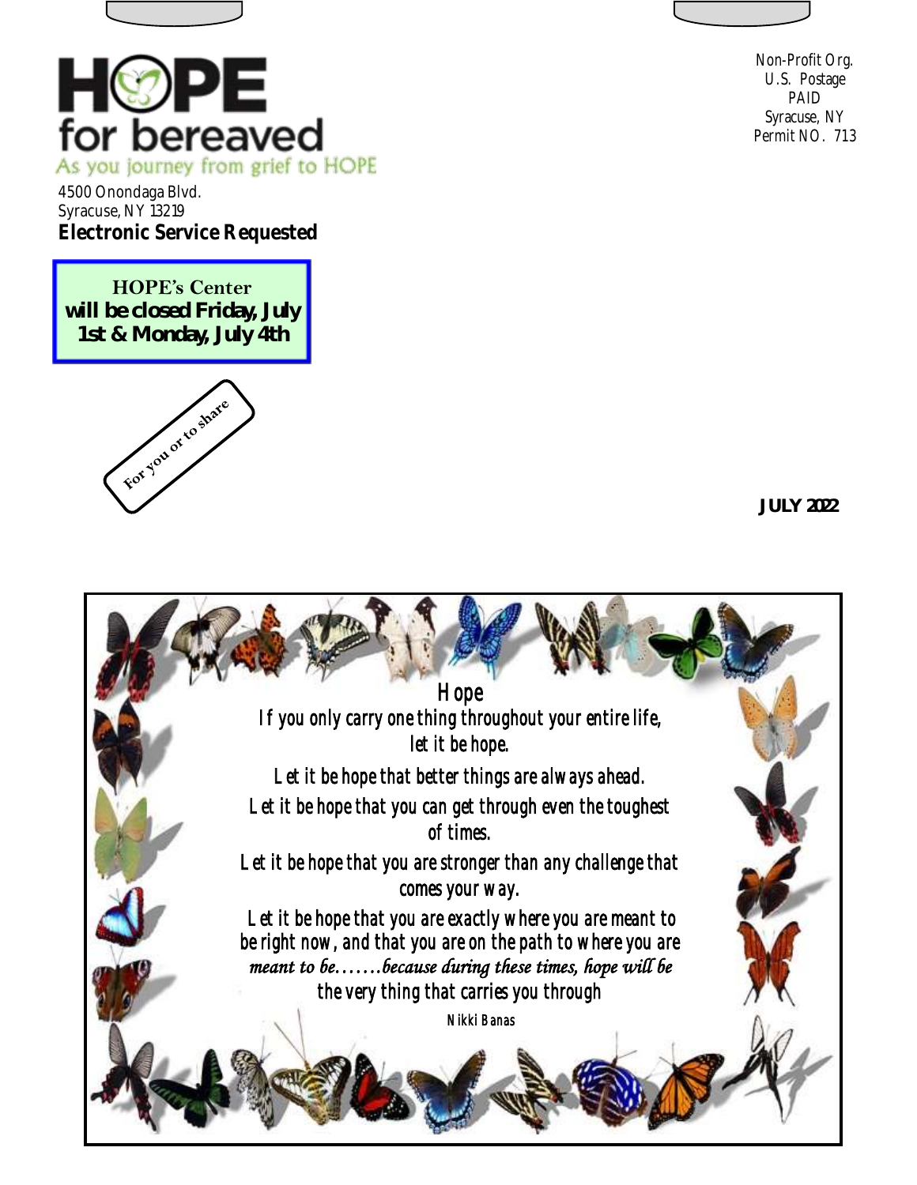# HOPE for bereaved

As you journey from grief to HOPE

4500 Onondaga Blvd.
Syracuse, NY 13219

**Electronic Service Requested**

Non-Profit Org.
U.S. Postage
PAID
Syracuse, NY
Permit NO. 713

**HOPE's Center will be closed Friday, July 1st & Monday, July 4th**

For you or to share

**JULY 2022**

## Hope

*If you only carry one thing throughout your entire life, let it be hope.*

*Let it be hope that better things are always ahead.*

*Let it be hope that you can get through even the toughest of times.*

*Let it be hope that you are stronger than any challenge that comes your way.*

*Let it be hope that you are exactly where you are meant to be right now, and that you are on the path to where you are meant to be…….because during these times, hope will be the very thing that carries you through*

Nikki Banas